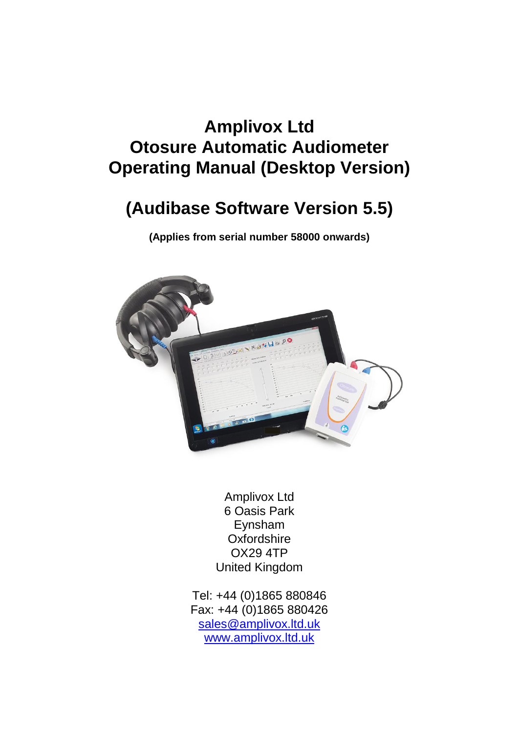# Amplivox Ltd
# Otosure Automatic Audiometer
# Operating Manual (Desktop Version)

## (Audibase Software Version 5.5)

**(Applies from serial number 58000 onwards)**

Amplivox Ltd
6 Oasis Park
Eynsham
Oxfordshire
OX29 4TP
United Kingdom

Tel: +44 (0)1865 880846
Fax: +44 (0)1865 880426
sales@amplivox.ltd.uk
www.amplivox.ltd.uk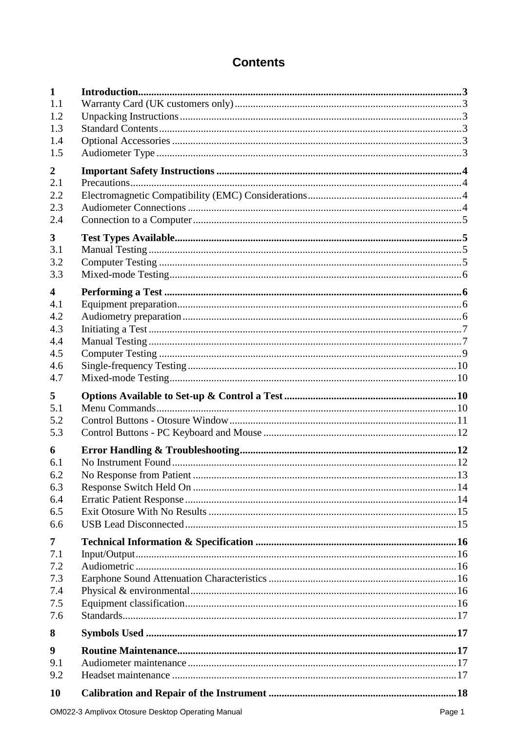# Contents

| | | |
|---|---|---|
| **1** | **Introduction** | **3** |
| 1.1 | Warranty Card (UK customers only) | 3 |
| 1.2 | Unpacking Instructions | 3 |
| 1.3 | Standard Contents | 3 |
| 1.4 | Optional Accessories | 3 |
| 1.5 | Audiometer Type | 3 |
| **2** | **Important Safety Instructions** | **4** |
| 2.1 | Precautions | 4 |
| 2.2 | Electromagnetic Compatibility (EMC) Considerations | 4 |
| 2.3 | Audiometer Connections | 4 |
| 2.4 | Connection to a Computer | 5 |
| **3** | **Test Types Available** | **5** |
| 3.1 | Manual Testing | 5 |
| 3.2 | Computer Testing | 5 |
| 3.3 | Mixed-mode Testing | 6 |
| **4** | **Performing a Test** | **6** |
| 4.1 | Equipment preparation | 6 |
| 4.2 | Audiometry preparation | 6 |
| 4.3 | Initiating a Test | 7 |
| 4.4 | Manual Testing | 7 |
| 4.5 | Computer Testing | 9 |
| 4.6 | Single-frequency Testing | 10 |
| 4.7 | Mixed-mode Testing | 10 |
| **5** | **Options Available to Set-up & Control a Test** | **10** |
| 5.1 | Menu Commands | 10 |
| 5.2 | Control Buttons - Otosure Window | 11 |
| 5.3 | Control Buttons - PC Keyboard and Mouse | 12 |
| **6** | **Error Handling & Troubleshooting** | **12** |
| 6.1 | No Instrument Found | 12 |
| 6.2 | No Response from Patient | 13 |
| 6.3 | Response Switch Held On | 14 |
| 6.4 | Erratic Patient Response | 14 |
| 6.5 | Exit Otosure With No Results | 15 |
| 6.6 | USB Lead Disconnected | 15 |
| **7** | **Technical Information & Specification** | **16** |
| 7.1 | Input/Output | 16 |
| 7.2 | Audiometric | 16 |
| 7.3 | Earphone Sound Attenuation Characteristics | 16 |
| 7.4 | Physical & environmental | 16 |
| 7.5 | Equipment classification | 16 |
| 7.6 | Standards | 17 |
| **8** | **Symbols Used** | **17** |
| **9** | **Routine Maintenance** | **17** |
| 9.1 | Audiometer maintenance | 17 |
| 9.2 | Headset maintenance | 17 |
| **10** | **Calibration and Repair of the Instrument** | **18** |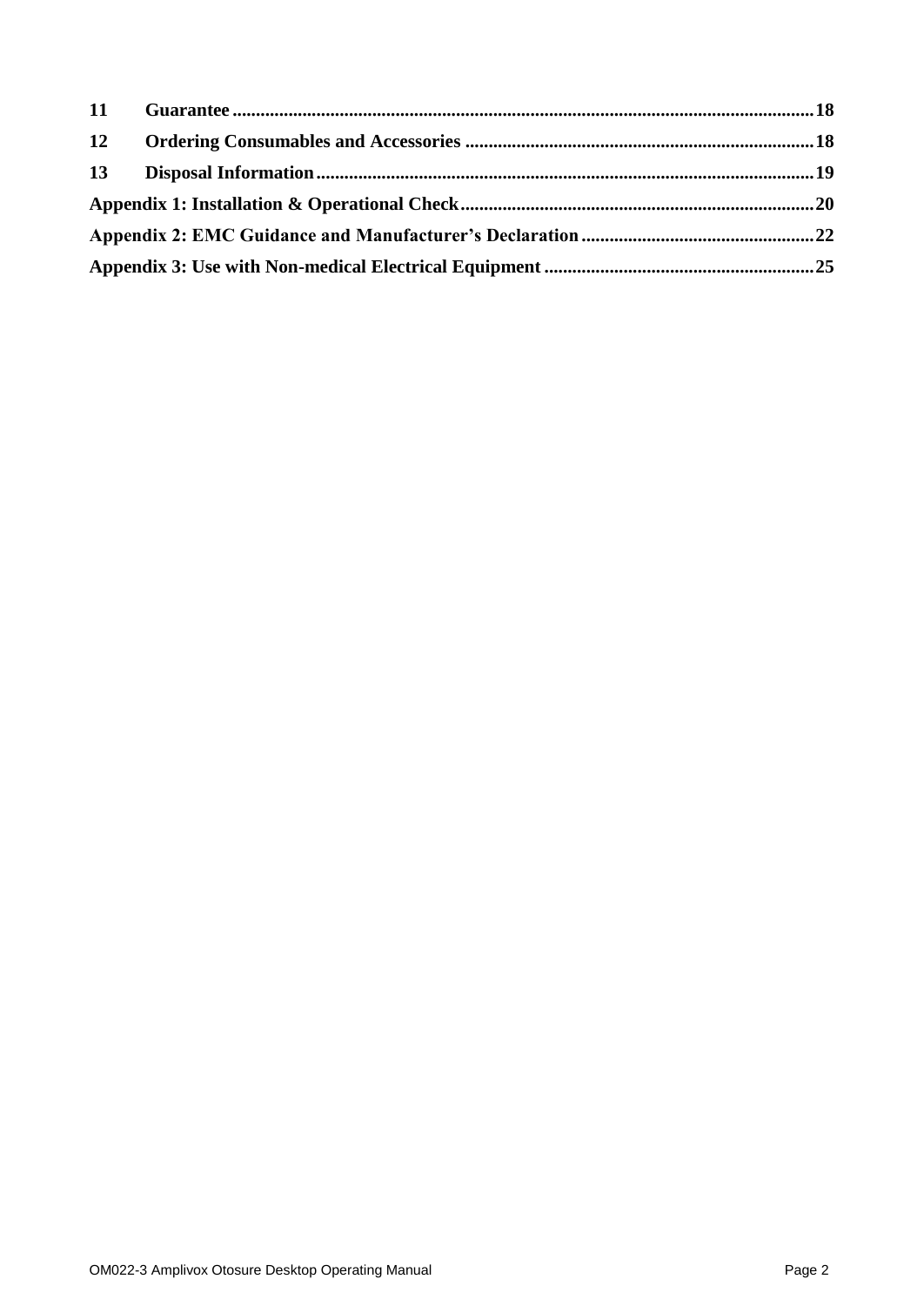| | | |
|---|---|---|
| **11** | **Guarantee** | **18** |
| **12** | **Ordering Consumables and Accessories** | **18** |
| **13** | **Disposal Information** | **19** |
| **Appendix 1: Installation & Operational Check** | | **20** |
| **Appendix 2: EMC Guidance and Manufacturer's Declaration** | | **22** |
| **Appendix 3: Use with Non-medical Electrical Equipment** | | **25** |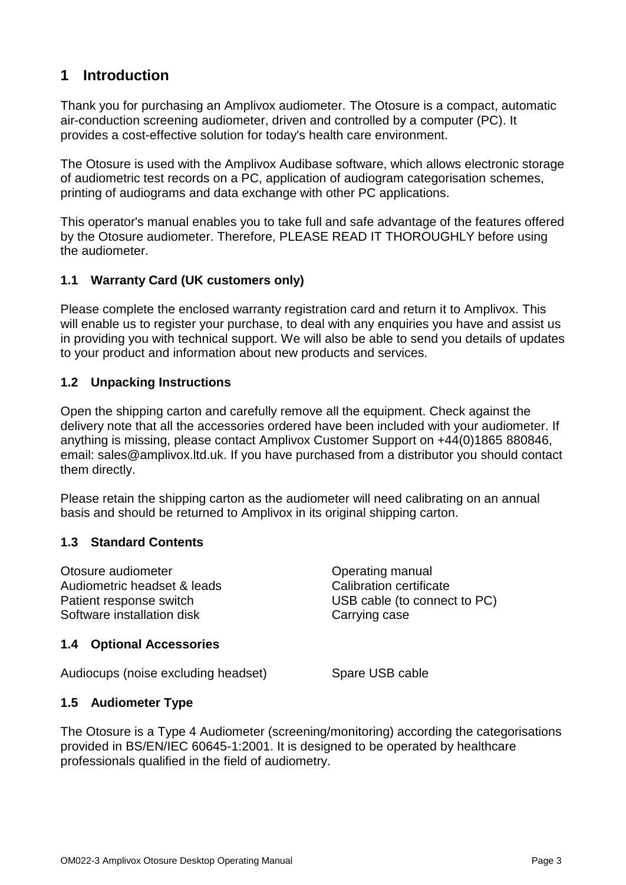# 1 Introduction

Thank you for purchasing an Amplivox audiometer. The Otosure is a compact, automatic air-conduction screening audiometer, driven and controlled by a computer (PC). It provides a cost-effective solution for today's health care environment.

The Otosure is used with the Amplivox Audibase software, which allows electronic storage of audiometric test records on a PC, application of audiogram categorisation schemes, printing of audiograms and data exchange with other PC applications.

This operator's manual enables you to take full and safe advantage of the features offered by the Otosure audiometer. Therefore, PLEASE READ IT THOROUGHLY before using the audiometer.

## 1.1 Warranty Card (UK customers only)

Please complete the enclosed warranty registration card and return it to Amplivox. This will enable us to register your purchase, to deal with any enquiries you have and assist us in providing you with technical support. We will also be able to send you details of updates to your product and information about new products and services.

## 1.2 Unpacking Instructions

Open the shipping carton and carefully remove all the equipment. Check against the delivery note that all the accessories ordered have been included with your audiometer. If anything is missing, please contact Amplivox Customer Support on +44(0)1865 880846, email: sales@amplivox.ltd.uk. If you have purchased from a distributor you should contact them directly.

Please retain the shipping carton as the audiometer will need calibrating on an annual basis and should be returned to Amplivox in its original shipping carton.

## 1.3 Standard Contents

- Otosure audiometer
- Audiometric headset & leads
- Patient response switch
- Software installation disk
- Operating manual
- Calibration certificate
- USB cable (to connect to PC)
- Carrying case

## 1.4 Optional Accessories

- Audiocups (noise excluding headset)
- Spare USB cable

## 1.5 Audiometer Type

The Otosure is a Type 4 Audiometer (screening/monitoring) according the categorisations provided in BS/EN/IEC 60645-1:2001. It is designed to be operated by healthcare professionals qualified in the field of audiometry.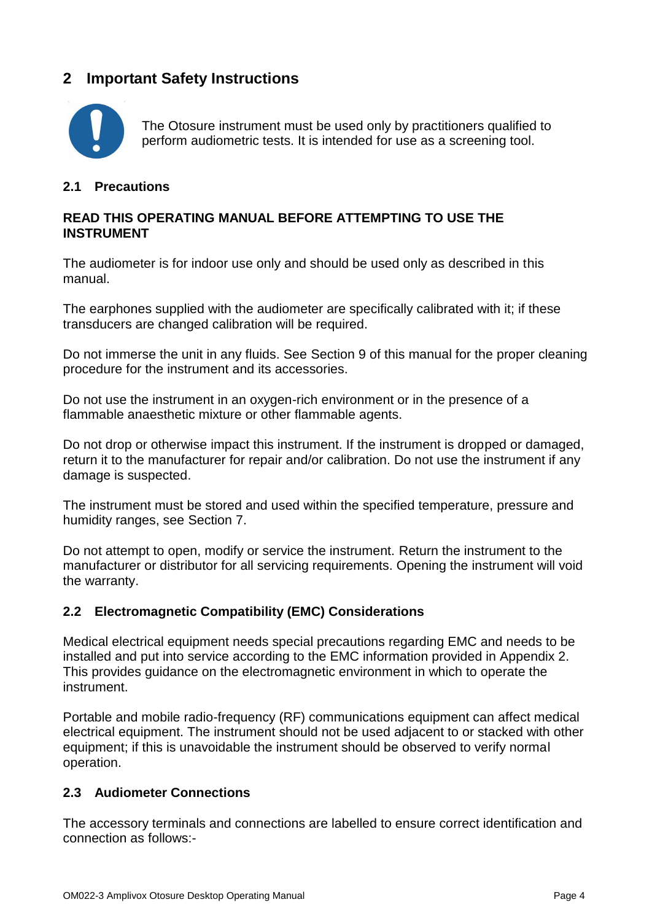## 2 Important Safety Instructions

The Otosure instrument must be used only by practitioners qualified to perform audiometric tests. It is intended for use as a screening tool.

### 2.1 Precautions

**READ THIS OPERATING MANUAL BEFORE ATTEMPTING TO USE THE INSTRUMENT**

The audiometer is for indoor use only and should be used only as described in this manual.

The earphones supplied with the audiometer are specifically calibrated with it; if these transducers are changed calibration will be required.

Do not immerse the unit in any fluids. See Section 9 of this manual for the proper cleaning procedure for the instrument and its accessories.

Do not use the instrument in an oxygen-rich environment or in the presence of a flammable anaesthetic mixture or other flammable agents.

Do not drop or otherwise impact this instrument. If the instrument is dropped or damaged, return it to the manufacturer for repair and/or calibration. Do not use the instrument if any damage is suspected.

The instrument must be stored and used within the specified temperature, pressure and humidity ranges, see Section 7.

Do not attempt to open, modify or service the instrument. Return the instrument to the manufacturer or distributor for all servicing requirements. Opening the instrument will void the warranty.

### 2.2 Electromagnetic Compatibility (EMC) Considerations

Medical electrical equipment needs special precautions regarding EMC and needs to be installed and put into service according to the EMC information provided in Appendix 2. This provides guidance on the electromagnetic environment in which to operate the instrument.

Portable and mobile radio-frequency (RF) communications equipment can affect medical electrical equipment. The instrument should not be used adjacent to or stacked with other equipment; if this is unavoidable the instrument should be observed to verify normal operation.

### 2.3 Audiometer Connections

The accessory terminals and connections are labelled to ensure correct identification and connection as follows:-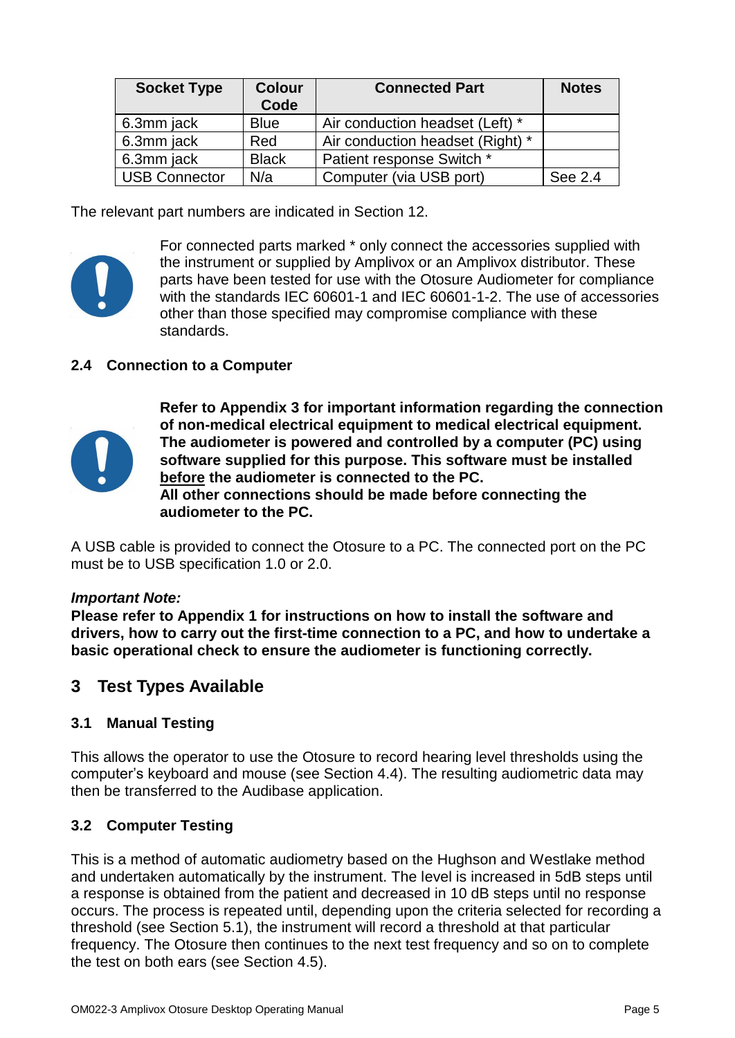| Socket Type | Colour Code | Connected Part | Notes |
|---|---|---|---|
| 6.3mm jack | Blue | Air conduction headset (Left) * | |
| 6.3mm jack | Red | Air conduction headset (Right) * | |
| 6.3mm jack | Black | Patient response Switch * | |
| USB Connector | N/a | Computer (via USB port) | See 2.4 |

The relevant part numbers are indicated in Section 12.

For connected parts marked * only connect the accessories supplied with the instrument or supplied by Amplivox or an Amplivox distributor. These parts have been tested for use with the Otosure Audiometer for compliance with the standards IEC 60601-1 and IEC 60601-1-2. The use of accessories other than those specified may compromise compliance with these standards.

### 2.4 Connection to a Computer

**Refer to Appendix 3 for important information regarding the connection of non-medical electrical equipment to medical electrical equipment. The audiometer is powered and controlled by a computer (PC) using software supplied for this purpose. This software must be installed <u>before</u> the audiometer is connected to the PC.**
**All other connections should be made before connecting the audiometer to the PC.**

A USB cable is provided to connect the Otosure to a PC. The connected port on the PC must be to USB specification 1.0 or 2.0.

***Important Note:***
**Please refer to Appendix 1 for instructions on how to install the software and drivers, how to carry out the first-time connection to a PC, and how to undertake a basic operational check to ensure the audiometer is functioning correctly.**

## 3 Test Types Available

### 3.1 Manual Testing

This allows the operator to use the Otosure to record hearing level thresholds using the computer's keyboard and mouse (see Section 4.4). The resulting audiometric data may then be transferred to the Audibase application.

### 3.2 Computer Testing

This is a method of automatic audiometry based on the Hughson and Westlake method and undertaken automatically by the instrument. The level is increased in 5dB steps until a response is obtained from the patient and decreased in 10 dB steps until no response occurs. The process is repeated until, depending upon the criteria selected for recording a threshold (see Section 5.1), the instrument will record a threshold at that particular frequency. The Otosure then continues to the next test frequency and so on to complete the test on both ears (see Section 4.5).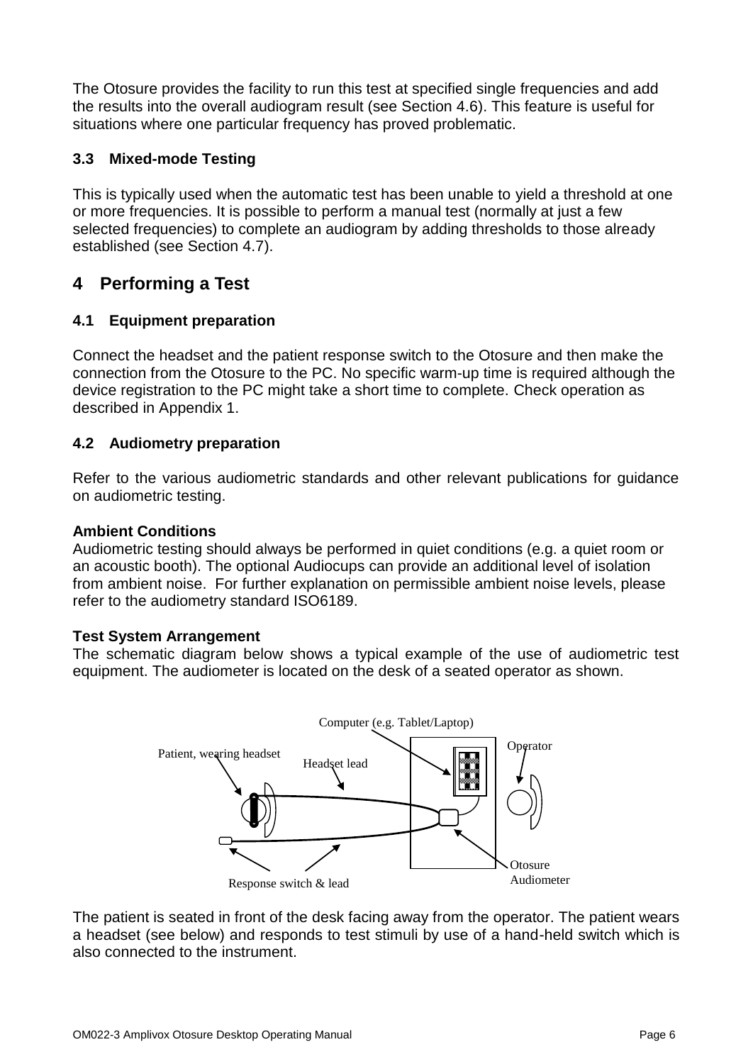The Otosure provides the facility to run this test at specified single frequencies and add the results into the overall audiogram result (see Section 4.6). This feature is useful for situations where one particular frequency has proved problematic.

### 3.3 Mixed-mode Testing

This is typically used when the automatic test has been unable to yield a threshold at one or more frequencies. It is possible to perform a manual test (normally at just a few selected frequencies) to complete an audiogram by adding thresholds to those already established (see Section 4.7).

## 4 Performing a Test

### 4.1 Equipment preparation

Connect the headset and the patient response switch to the Otosure and then make the connection from the Otosure to the PC. No specific warm-up time is required although the device registration to the PC might take a short time to complete. Check operation as described in Appendix 1.

### 4.2 Audiometry preparation

Refer to the various audiometric standards and other relevant publications for guidance on audiometric testing.

**Ambient Conditions**
Audiometric testing should always be performed in quiet conditions (e.g. a quiet room or an acoustic booth). The optional Audiocups can provide an additional level of isolation from ambient noise. For further explanation on permissible ambient noise levels, please refer to the audiometry standard ISO6189.

**Test System Arrangement**
The schematic diagram below shows a typical example of the use of audiometric test equipment. The audiometer is located on the desk of a seated operator as shown.

Computer (e.g. Tablet/Laptop)
Operator
Patient, wearing headset
Headset lead
Otosure Audiometer
Response switch & lead

The patient is seated in front of the desk facing away from the operator. The patient wears a headset (see below) and responds to test stimuli by use of a hand-held switch which is also connected to the instrument.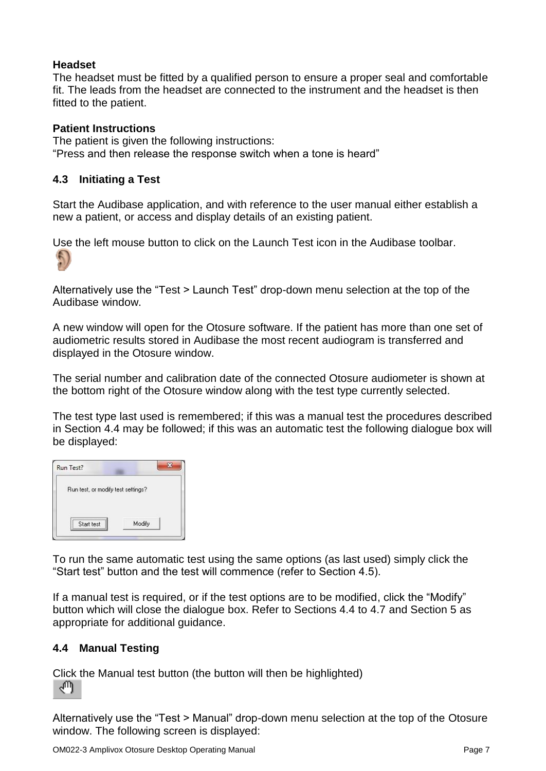**Headset**
The headset must be fitted by a qualified person to ensure a proper seal and comfortable fit. The leads from the headset are connected to the instrument and the headset is then fitted to the patient.

**Patient Instructions**
The patient is given the following instructions:
"Press and then release the response switch when a tone is heard"

### 4.3 Initiating a Test

Start the Audibase application, and with reference to the user manual either establish a new a patient, or access and display details of an existing patient.

Use the left mouse button to click on the Launch Test icon in the Audibase toolbar.

Alternatively use the "Test > Launch Test" drop-down menu selection at the top of the Audibase window.

A new window will open for the Otosure software. If the patient has more than one set of audiometric results stored in Audibase the most recent audiogram is transferred and displayed in the Otosure window.

The serial number and calibration date of the connected Otosure audiometer is shown at the bottom right of the Otosure window along with the test type currently selected.

The test type last used is remembered; if this was a manual test the procedures described in Section 4.4 may be followed; if this was an automatic test the following dialogue box will be displayed:

Run Test?

Run test, or modify test settings?

Start test    Modify

To run the same automatic test using the same options (as last used) simply click the "Start test" button and the test will commence (refer to Section 4.5).

If a manual test is required, or if the test options are to be modified, click the "Modify" button which will close the dialogue box. Refer to Sections 4.4 to 4.7 and Section 5 as appropriate for additional guidance.

### 4.4 Manual Testing

Click the Manual test button (the button will then be highlighted)

Alternatively use the "Test > Manual" drop-down menu selection at the top of the Otosure window. The following screen is displayed: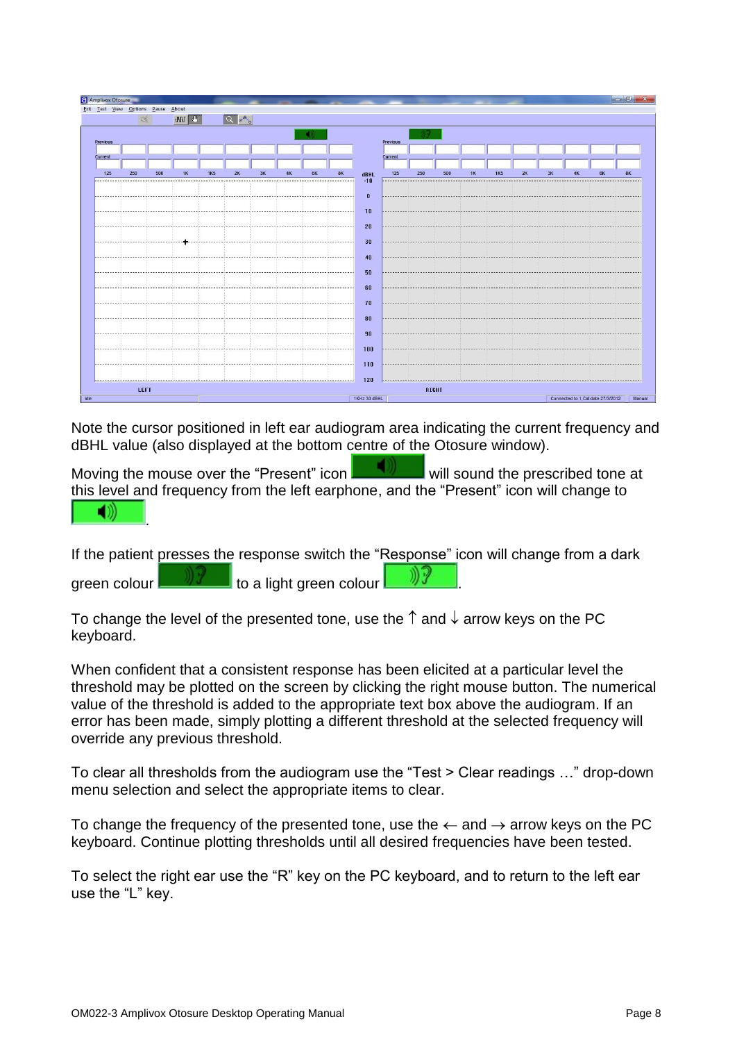Note the cursor positioned in left ear audiogram area indicating the current frequency and dBHL value (also displayed at the bottom centre of the Otosure window).

Moving the mouse over the “Present” icon will sound the prescribed tone at this level and frequency from the left earphone, and the “Present” icon will change to .

If the patient presses the response switch the “Response” icon will change from a dark green colour to a light green colour .

To change the level of the presented tone, use the ↑ and ↓ arrow keys on the PC keyboard.

When confident that a consistent response has been elicited at a particular level the threshold may be plotted on the screen by clicking the right mouse button. The numerical value of the threshold is added to the appropriate text box above the audiogram. If an error has been made, simply plotting a different threshold at the selected frequency will override any previous threshold.

To clear all thresholds from the audiogram use the “Test > Clear readings …” drop-down menu selection and select the appropriate items to clear.

To change the frequency of the presented tone, use the ← and → arrow keys on the PC keyboard. Continue plotting thresholds until all desired frequencies have been tested.

To select the right ear use the “R” key on the PC keyboard, and to return to the left ear use the “L” key.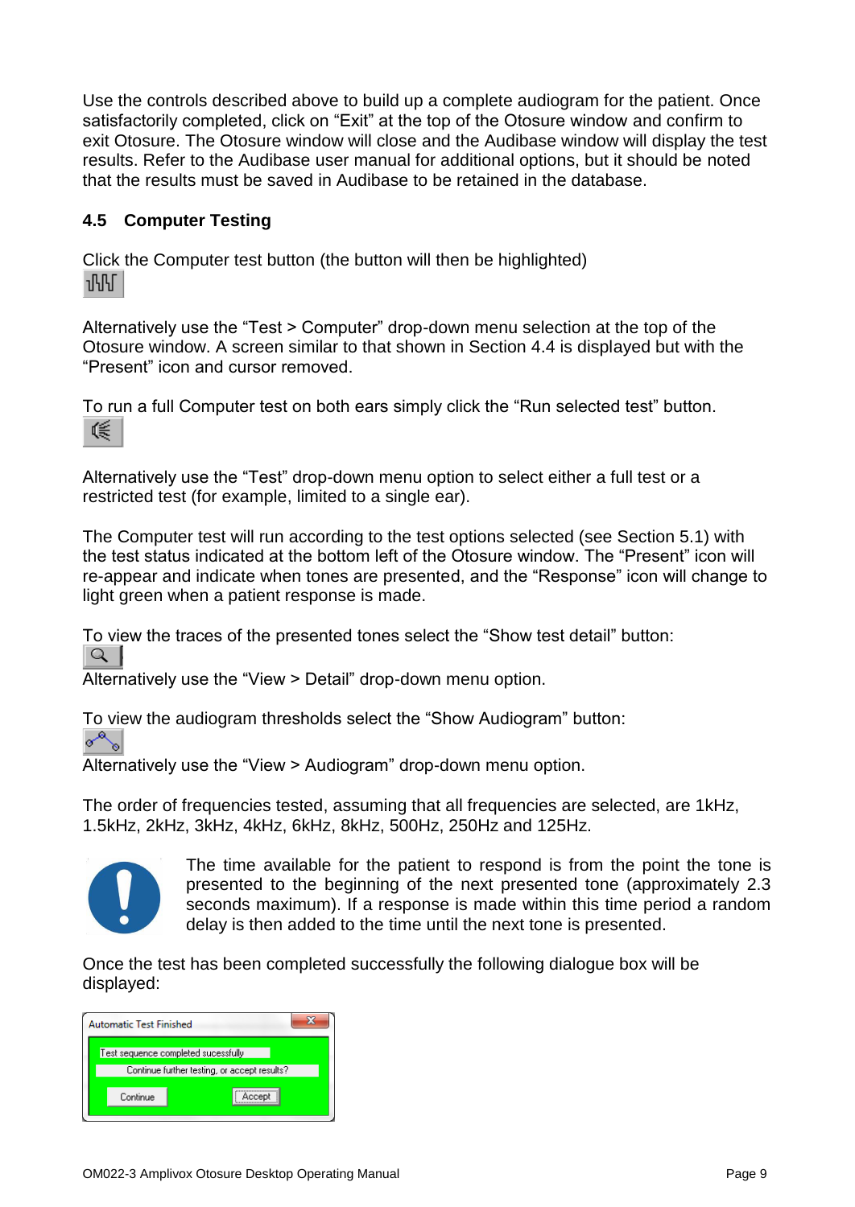Use the controls described above to build up a complete audiogram for the patient. Once satisfactorily completed, click on “Exit” at the top of the Otosure window and confirm to exit Otosure. The Otosure window will close and the Audibase window will display the test results. Refer to the Audibase user manual for additional options, but it should be noted that the results must be saved in Audibase to be retained in the database.

## 4.5 Computer Testing

Click the Computer test button (the button will then be highlighted)

Alternatively use the “Test > Computer” drop-down menu selection at the top of the Otosure window. A screen similar to that shown in Section 4.4 is displayed but with the “Present” icon and cursor removed.

To run a full Computer test on both ears simply click the “Run selected test” button.

Alternatively use the “Test” drop-down menu option to select either a full test or a restricted test (for example, limited to a single ear).

The Computer test will run according to the test options selected (see Section 5.1) with the test status indicated at the bottom left of the Otosure window. The “Present” icon will re-appear and indicate when tones are presented, and the “Response” icon will change to light green when a patient response is made.

To view the traces of the presented tones select the “Show test detail” button:

Alternatively use the “View > Detail” drop-down menu option.

To view the audiogram thresholds select the “Show Audiogram” button:

Alternatively use the “View > Audiogram” drop-down menu option.

The order of frequencies tested, assuming that all frequencies are selected, are 1kHz, 1.5kHz, 2kHz, 3kHz, 4kHz, 6kHz, 8kHz, 500Hz, 250Hz and 125Hz.

The time available for the patient to respond is from the point the tone is presented to the beginning of the next presented tone (approximately 2.3 seconds maximum). If a response is made within this time period a random delay is then added to the time until the next tone is presented.

Once the test has been completed successfully the following dialogue box will be displayed:

Automatic Test Finished

Test sequence completed sucessfully

Continue further testing, or accept results?

Continue | Accept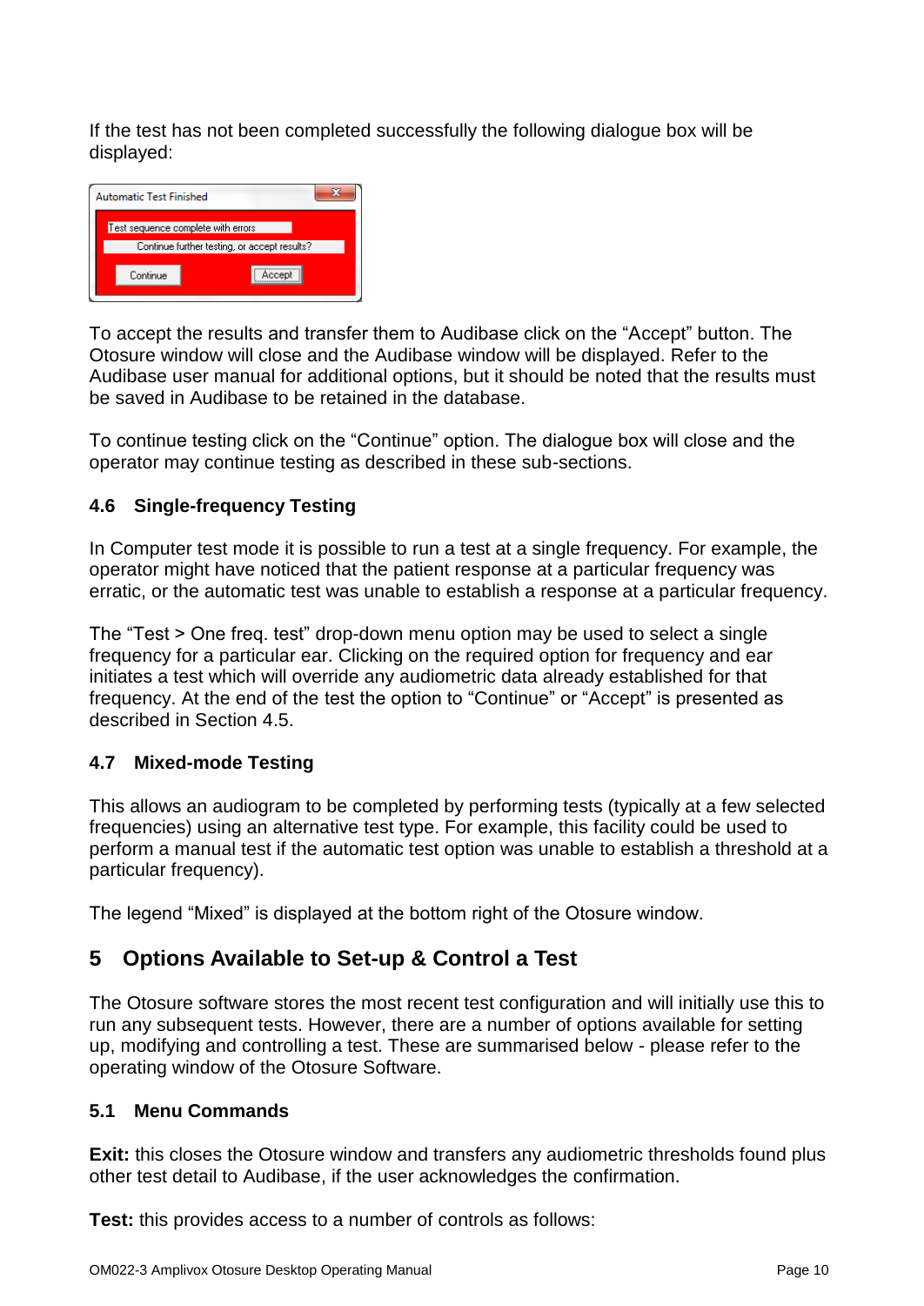If the test has not been completed successfully the following dialogue box will be displayed:

To accept the results and transfer them to Audibase click on the “Accept” button. The Otosure window will close and the Audibase window will be displayed. Refer to the Audibase user manual for additional options, but it should be noted that the results must be saved in Audibase to be retained in the database.

To continue testing click on the “Continue” option. The dialogue box will close and the operator may continue testing as described in these sub-sections.

### 4.6 Single-frequency Testing

In Computer test mode it is possible to run a test at a single frequency. For example, the operator might have noticed that the patient response at a particular frequency was erratic, or the automatic test was unable to establish a response at a particular frequency.

The “Test > One freq. test” drop-down menu option may be used to select a single frequency for a particular ear. Clicking on the required option for frequency and ear initiates a test which will override any audiometric data already established for that frequency. At the end of the test the option to “Continue” or “Accept” is presented as described in Section 4.5.

### 4.7 Mixed-mode Testing

This allows an audiogram to be completed by performing tests (typically at a few selected frequencies) using an alternative test type. For example, this facility could be used to perform a manual test if the automatic test option was unable to establish a threshold at a particular frequency).

The legend “Mixed” is displayed at the bottom right of the Otosure window.

## 5 Options Available to Set-up & Control a Test

The Otosure software stores the most recent test configuration and will initially use this to run any subsequent tests. However, there are a number of options available for setting up, modifying and controlling a test. These are summarised below - please refer to the operating window of the Otosure Software.

### 5.1 Menu Commands

**Exit:** this closes the Otosure window and transfers any audiometric thresholds found plus other test detail to Audibase, if the user acknowledges the confirmation.

**Test:** this provides access to a number of controls as follows: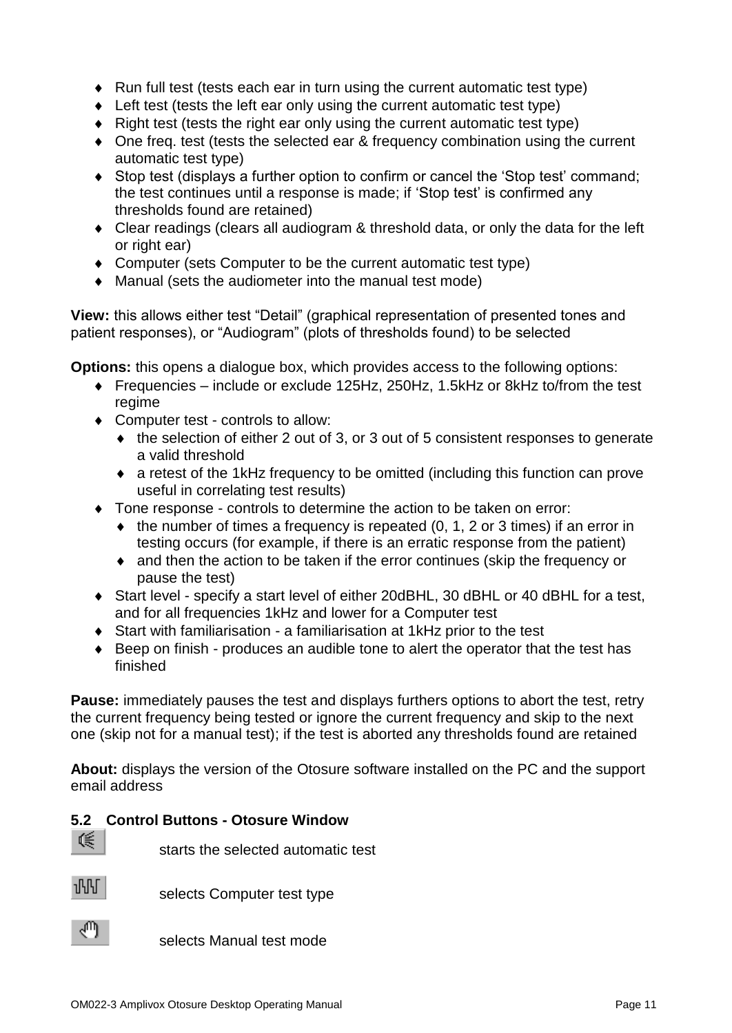- Run full test (tests each ear in turn using the current automatic test type)
- Left test (tests the left ear only using the current automatic test type)
- Right test (tests the right ear only using the current automatic test type)
- One freq. test (tests the selected ear & frequency combination using the current automatic test type)
- Stop test (displays a further option to confirm or cancel the ‘Stop test’ command; the test continues until a response is made; if ‘Stop test’ is confirmed any thresholds found are retained)
- Clear readings (clears all audiogram & threshold data, or only the data for the left or right ear)
- Computer (sets Computer to be the current automatic test type)
- Manual (sets the audiometer into the manual test mode)

**View:** this allows either test “Detail” (graphical representation of presented tones and patient responses), or “Audiogram” (plots of thresholds found) to be selected

**Options:** this opens a dialogue box, which provides access to the following options:

- Frequencies – include or exclude 125Hz, 250Hz, 1.5kHz or 8kHz to/from the test regime
- Computer test - controls to allow:
  - the selection of either 2 out of 3, or 3 out of 5 consistent responses to generate a valid threshold
  - a retest of the 1kHz frequency to be omitted (including this function can prove useful in correlating test results)
- Tone response - controls to determine the action to be taken on error:
  - the number of times a frequency is repeated (0, 1, 2 or 3 times) if an error in testing occurs (for example, if there is an erratic response from the patient)
  - and then the action to be taken if the error continues (skip the frequency or pause the test)
- Start level - specify a start level of either 20dBHL, 30 dBHL or 40 dBHL for a test, and for all frequencies 1kHz and lower for a Computer test
- Start with familiarisation - a familiarisation at 1kHz prior to the test
- Beep on finish - produces an audible tone to alert the operator that the test has finished

**Pause:** immediately pauses the test and displays furthers options to abort the test, retry the current frequency being tested or ignore the current frequency and skip to the next one (skip not for a manual test); if the test is aborted any thresholds found are retained

**About:** displays the version of the Otosure software installed on the PC and the support email address

### 5.2 Control Buttons - Otosure Window

starts the selected automatic test

selects Computer test type

selects Manual test mode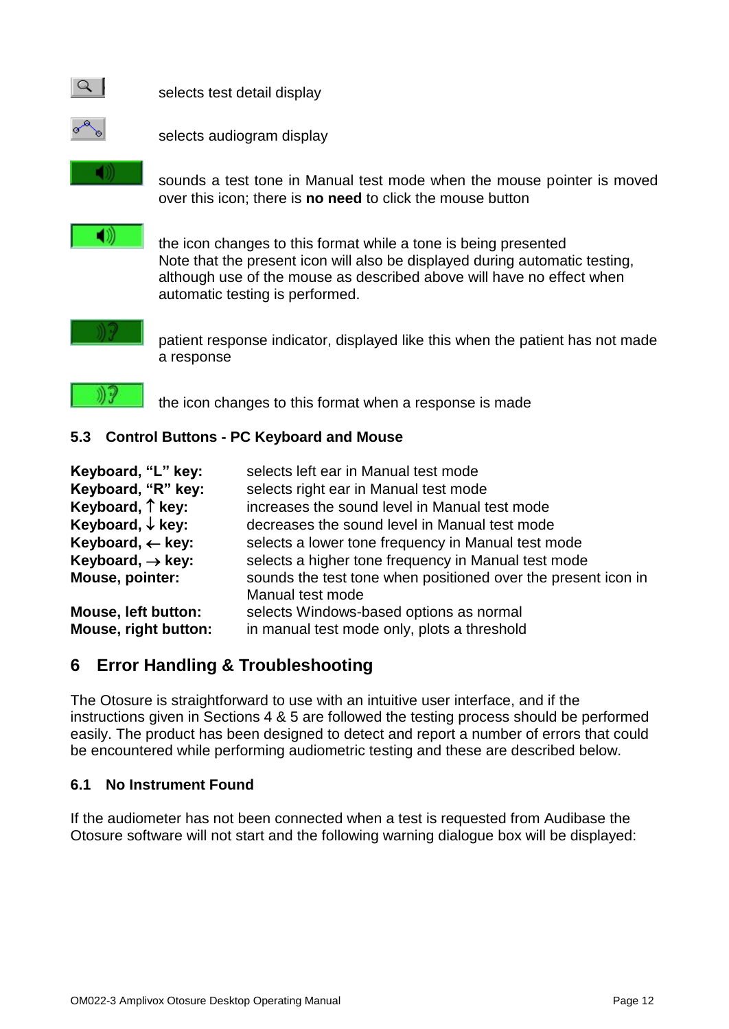selects test detail display

selects audiogram display

sounds a test tone in Manual test mode when the mouse pointer is moved over this icon; there is **no need** to click the mouse button

the icon changes to this format while a tone is being presented
Note that the present icon will also be displayed during automatic testing, although use of the mouse as described above will have no effect when automatic testing is performed.

patient response indicator, displayed like this when the patient has not made a response

the icon changes to this format when a response is made

### 5.3 Control Buttons - PC Keyboard and Mouse

| | |
|---|---|
| **Keyboard, “L” key:** | selects left ear in Manual test mode |
| **Keyboard, “R” key:** | selects right ear in Manual test mode |
| **Keyboard, ↑ key:** | increases the sound level in Manual test mode |
| **Keyboard, ↓ key:** | decreases the sound level in Manual test mode |
| **Keyboard, ← key:** | selects a lower tone frequency in Manual test mode |
| **Keyboard, → key:** | selects a higher tone frequency in Manual test mode |
| **Mouse, pointer:** | sounds the test tone when positioned over the present icon in Manual test mode |
| **Mouse, left button:** | selects Windows-based options as normal |
| **Mouse, right button:** | in manual test mode only, plots a threshold |

## 6 Error Handling & Troubleshooting

The Otosure is straightforward to use with an intuitive user interface, and if the instructions given in Sections 4 & 5 are followed the testing process should be performed easily. The product has been designed to detect and report a number of errors that could be encountered while performing audiometric testing and these are described below.

### 6.1 No Instrument Found

If the audiometer has not been connected when a test is requested from Audibase the Otosure software will not start and the following warning dialogue box will be displayed: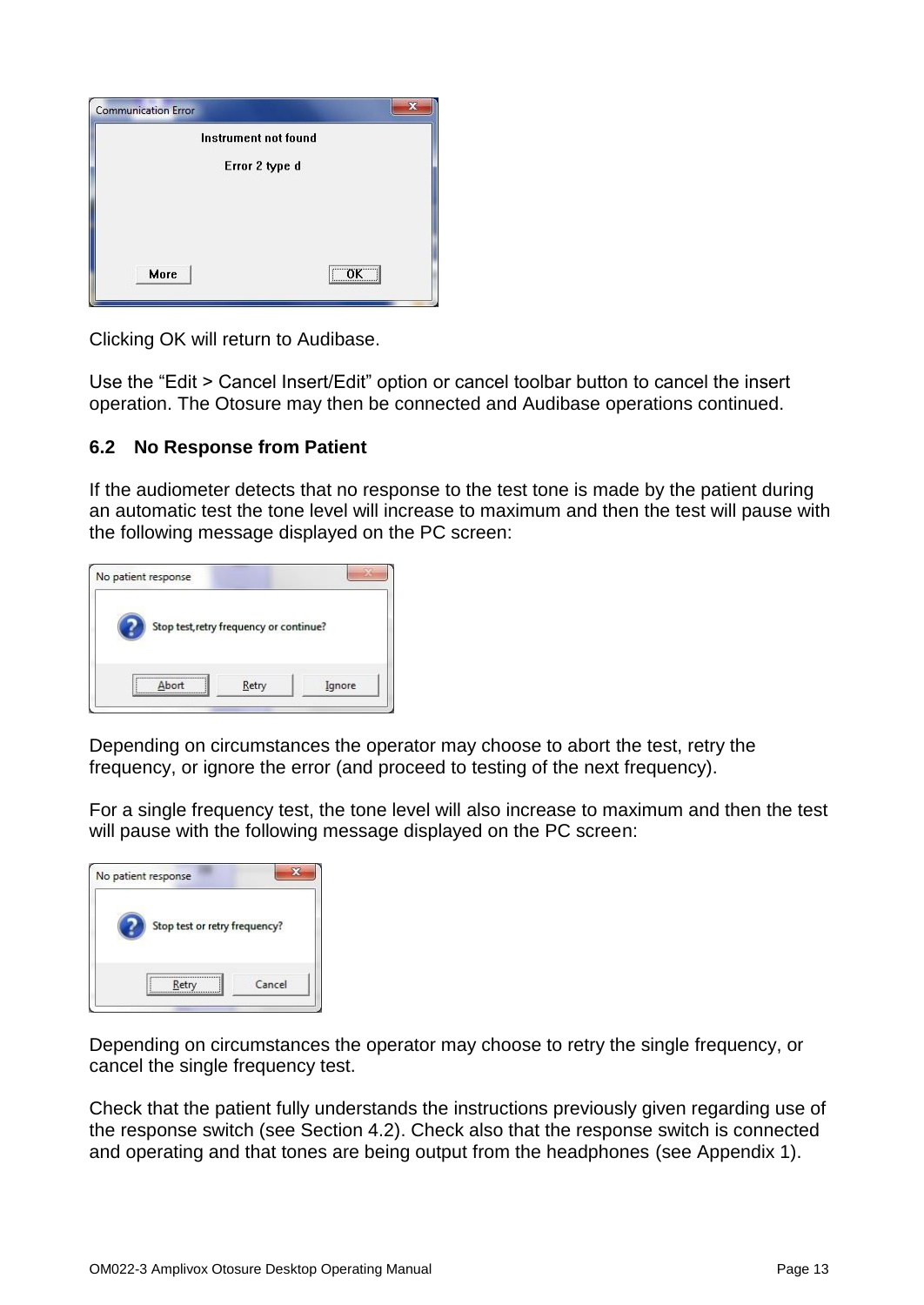Clicking OK will return to Audibase.

Use the “Edit > Cancel Insert/Edit” option or cancel toolbar button to cancel the insert operation. The Otosure may then be connected and Audibase operations continued.

### 6.2 No Response from Patient

If the audiometer detects that no response to the test tone is made by the patient during an automatic test the tone level will increase to maximum and then the test will pause with the following message displayed on the PC screen:

Depending on circumstances the operator may choose to abort the test, retry the frequency, or ignore the error (and proceed to testing of the next frequency).

For a single frequency test, the tone level will also increase to maximum and then the test will pause with the following message displayed on the PC screen:

Depending on circumstances the operator may choose to retry the single frequency, or cancel the single frequency test.

Check that the patient fully understands the instructions previously given regarding use of the response switch (see Section 4.2). Check also that the response switch is connected and operating and that tones are being output from the headphones (see Appendix 1).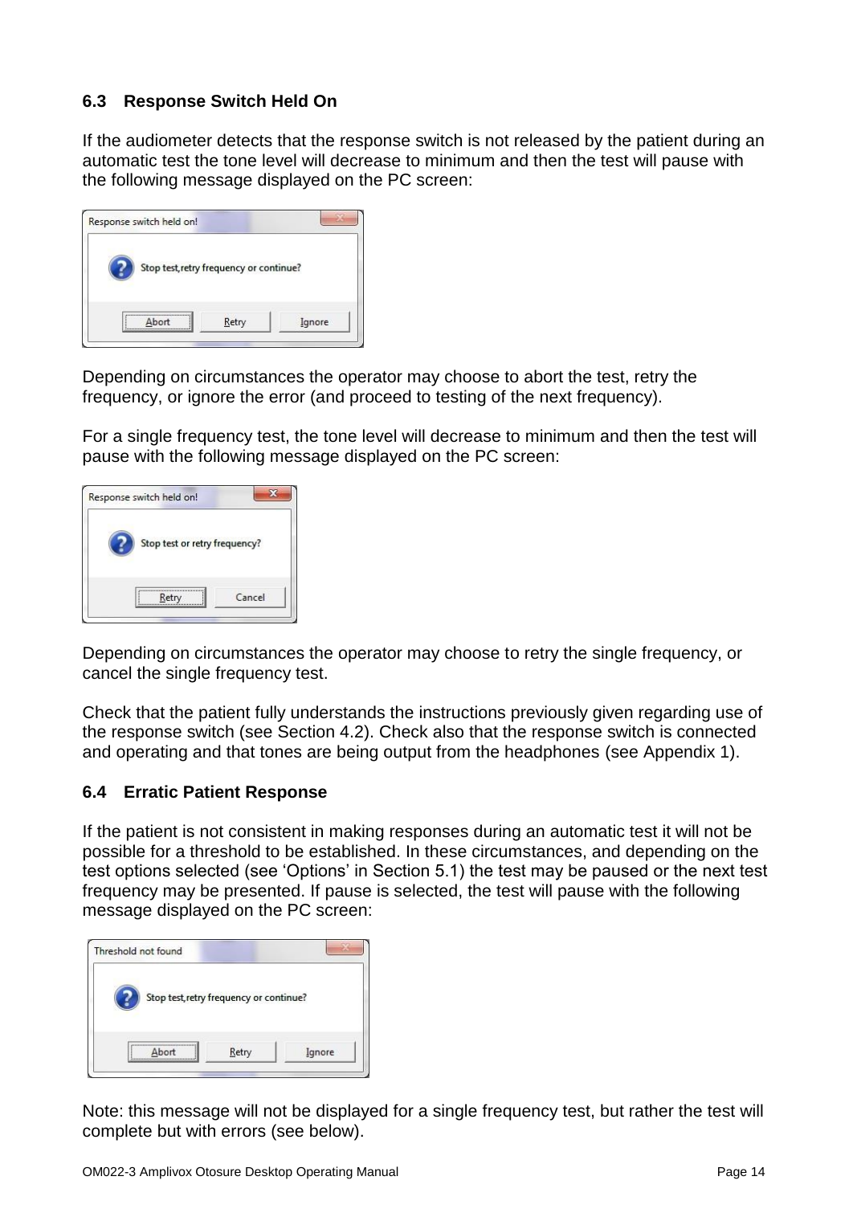### 6.3 Response Switch Held On

If the audiometer detects that the response switch is not released by the patient during an automatic test the tone level will decrease to minimum and then the test will pause with the following message displayed on the PC screen:

Response switch held on!

Stop test,retry frequency or continue?

Abort | Retry | Ignore

Depending on circumstances the operator may choose to abort the test, retry the frequency, or ignore the error (and proceed to testing of the next frequency).

For a single frequency test, the tone level will decrease to minimum and then the test will pause with the following message displayed on the PC screen:

Response switch held on!

Stop test or retry frequency?

Retry | Cancel

Depending on circumstances the operator may choose to retry the single frequency, or cancel the single frequency test.

Check that the patient fully understands the instructions previously given regarding use of the response switch (see Section 4.2). Check also that the response switch is connected and operating and that tones are being output from the headphones (see Appendix 1).

### 6.4 Erratic Patient Response

If the patient is not consistent in making responses during an automatic test it will not be possible for a threshold to be established. In these circumstances, and depending on the test options selected (see 'Options' in Section 5.1) the test may be paused or the next test frequency may be presented. If pause is selected, the test will pause with the following message displayed on the PC screen:

Threshold not found

Stop test,retry frequency or continue?

Abort | Retry | Ignore

Note: this message will not be displayed for a single frequency test, but rather the test will complete but with errors (see below).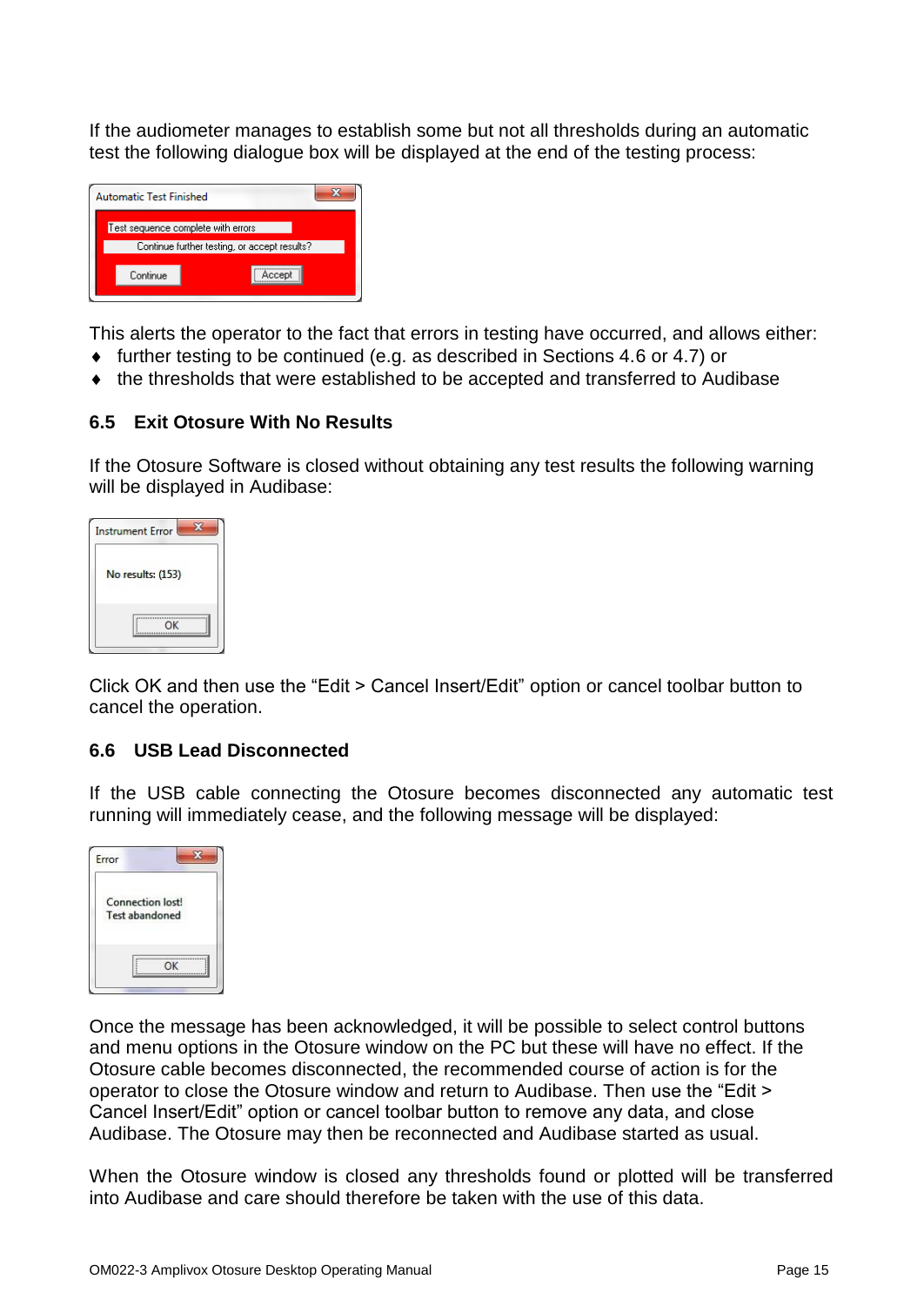If the audiometer manages to establish some but not all thresholds during an automatic test the following dialogue box will be displayed at the end of the testing process:

This alerts the operator to the fact that errors in testing have occurred, and allows either:

- further testing to be continued (e.g. as described in Sections 4.6 or 4.7) or
- the thresholds that were established to be accepted and transferred to Audibase

### 6.5 Exit Otosure With No Results

If the Otosure Software is closed without obtaining any test results the following warning will be displayed in Audibase:

Click OK and then use the "Edit > Cancel Insert/Edit" option or cancel toolbar button to cancel the operation.

### 6.6 USB Lead Disconnected

If the USB cable connecting the Otosure becomes disconnected any automatic test running will immediately cease, and the following message will be displayed:

Once the message has been acknowledged, it will be possible to select control buttons and menu options in the Otosure window on the PC but these will have no effect. If the Otosure cable becomes disconnected, the recommended course of action is for the operator to close the Otosure window and return to Audibase. Then use the "Edit > Cancel Insert/Edit" option or cancel toolbar button to remove any data, and close Audibase. The Otosure may then be reconnected and Audibase started as usual.

When the Otosure window is closed any thresholds found or plotted will be transferred into Audibase and care should therefore be taken with the use of this data.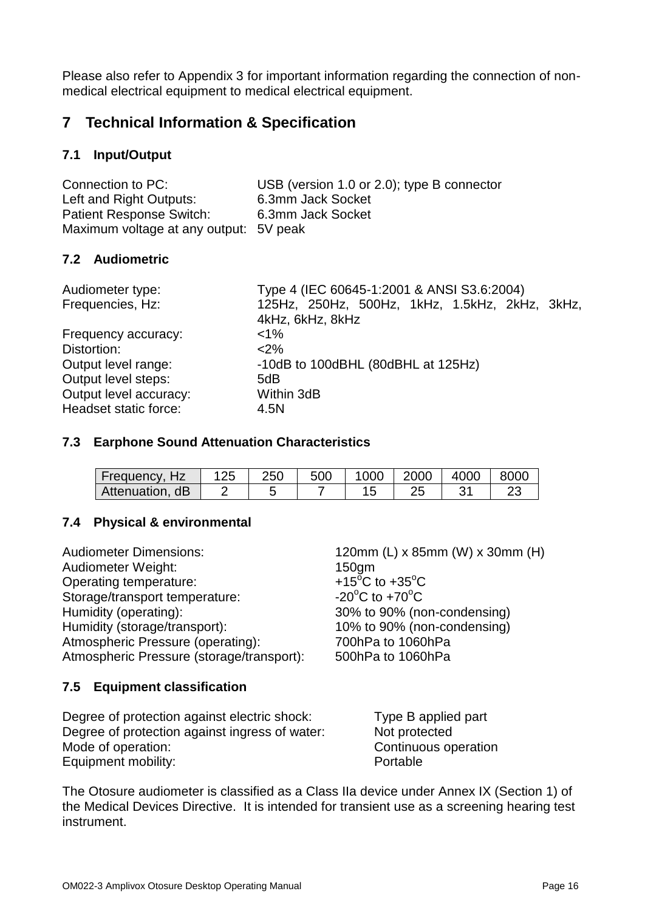Please also refer to Appendix 3 for important information regarding the connection of non-medical electrical equipment to medical electrical equipment.

# 7 Technical Information & Specification

## 7.1 Input/Output

Connection to PC: USB (version 1.0 or 2.0); type B connector
Left and Right Outputs: 6.3mm Jack Socket
Patient Response Switch: 6.3mm Jack Socket
Maximum voltage at any output: 5V peak

## 7.2 Audiometric

Audiometer type: Type 4 (IEC 60645-1:2001 & ANSI S3.6:2004)
Frequencies, Hz: 125Hz, 250Hz, 500Hz, 1kHz, 1.5kHz, 2kHz, 3kHz, 4kHz, 6kHz, 8kHz
Frequency accuracy: <1%
Distortion: <2%
Output level range: -10dB to 100dBHL (80dBHL at 125Hz)
Output level steps: 5dB
Output level accuracy: Within 3dB
Headset static force: 4.5N

## 7.3 Earphone Sound Attenuation Characteristics

| Frequency, Hz | 125 | 250 | 500 | 1000 | 2000 | 4000 | 8000 |
|---|---|---|---|---|---|---|---|
| Attenuation, dB | 2 | 5 | 7 | 15 | 25 | 31 | 23 |

## 7.4 Physical & environmental

Audiometer Dimensions: 120mm (L) x 85mm (W) x 30mm (H)
Audiometer Weight: 150gm
Operating temperature: +15°C to +35°C
Storage/transport temperature: -20°C to +70°C
Humidity (operating): 30% to 90% (non-condensing)
Humidity (storage/transport): 10% to 90% (non-condensing)
Atmospheric Pressure (operating): 700hPa to 1060hPa
Atmospheric Pressure (storage/transport): 500hPa to 1060hPa

## 7.5 Equipment classification

Degree of protection against electric shock: Type B applied part
Degree of protection against ingress of water: Not protected
Mode of operation: Continuous operation
Equipment mobility: Portable

The Otosure audiometer is classified as a Class IIa device under Annex IX (Section 1) of the Medical Devices Directive. It is intended for transient use as a screening hearing test instrument.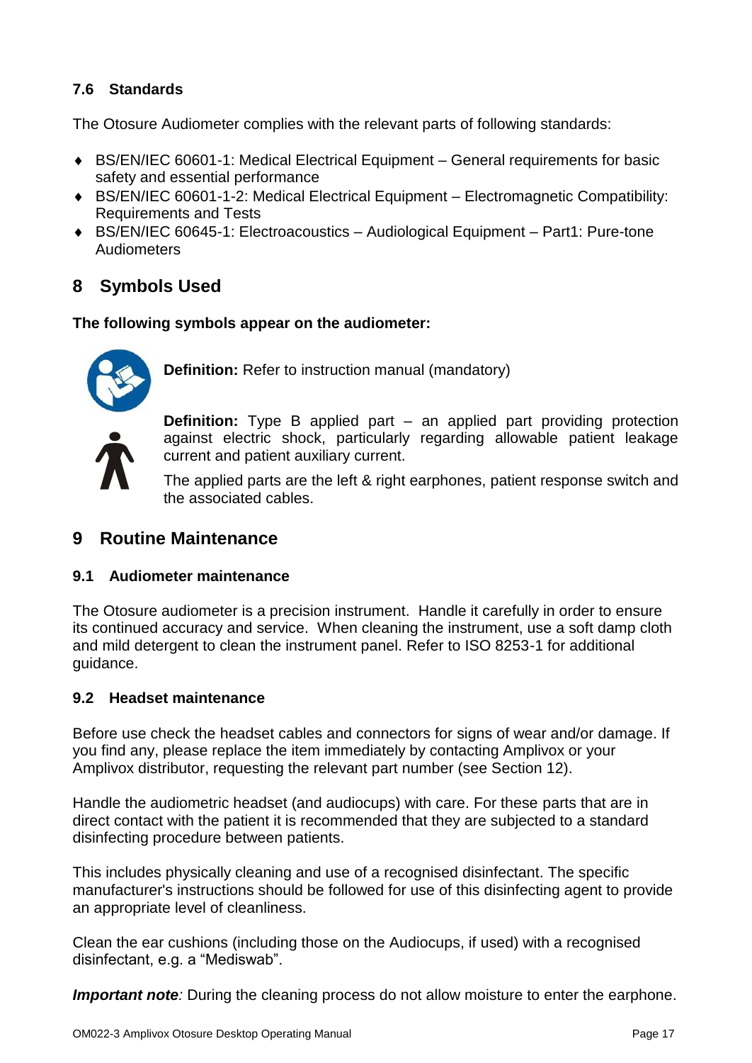### 7.6 Standards

The Otosure Audiometer complies with the relevant parts of following standards:

- BS/EN/IEC 60601-1: Medical Electrical Equipment – General requirements for basic safety and essential performance
- BS/EN/IEC 60601-1-2: Medical Electrical Equipment – Electromagnetic Compatibility: Requirements and Tests
- BS/EN/IEC 60645-1: Electroacoustics – Audiological Equipment – Part1: Pure-tone Audiometers

## 8 Symbols Used

**The following symbols appear on the audiometer:**

**Definition:** Refer to instruction manual (mandatory)

**Definition:** Type B applied part – an applied part providing protection against electric shock, particularly regarding allowable patient leakage current and patient auxiliary current.

The applied parts are the left & right earphones, patient response switch and the associated cables.

## 9 Routine Maintenance

### 9.1 Audiometer maintenance

The Otosure audiometer is a precision instrument. Handle it carefully in order to ensure its continued accuracy and service. When cleaning the instrument, use a soft damp cloth and mild detergent to clean the instrument panel. Refer to ISO 8253-1 for additional guidance.

### 9.2 Headset maintenance

Before use check the headset cables and connectors for signs of wear and/or damage. If you find any, please replace the item immediately by contacting Amplivox or your Amplivox distributor, requesting the relevant part number (see Section 12).

Handle the audiometric headset (and audiocups) with care. For these parts that are in direct contact with the patient it is recommended that they are subjected to a standard disinfecting procedure between patients.

This includes physically cleaning and use of a recognised disinfectant. The specific manufacturer's instructions should be followed for use of this disinfecting agent to provide an appropriate level of cleanliness.

Clean the ear cushions (including those on the Audiocups, if used) with a recognised disinfectant, e.g. a "Mediswab".

***Important note**:* During the cleaning process do not allow moisture to enter the earphone.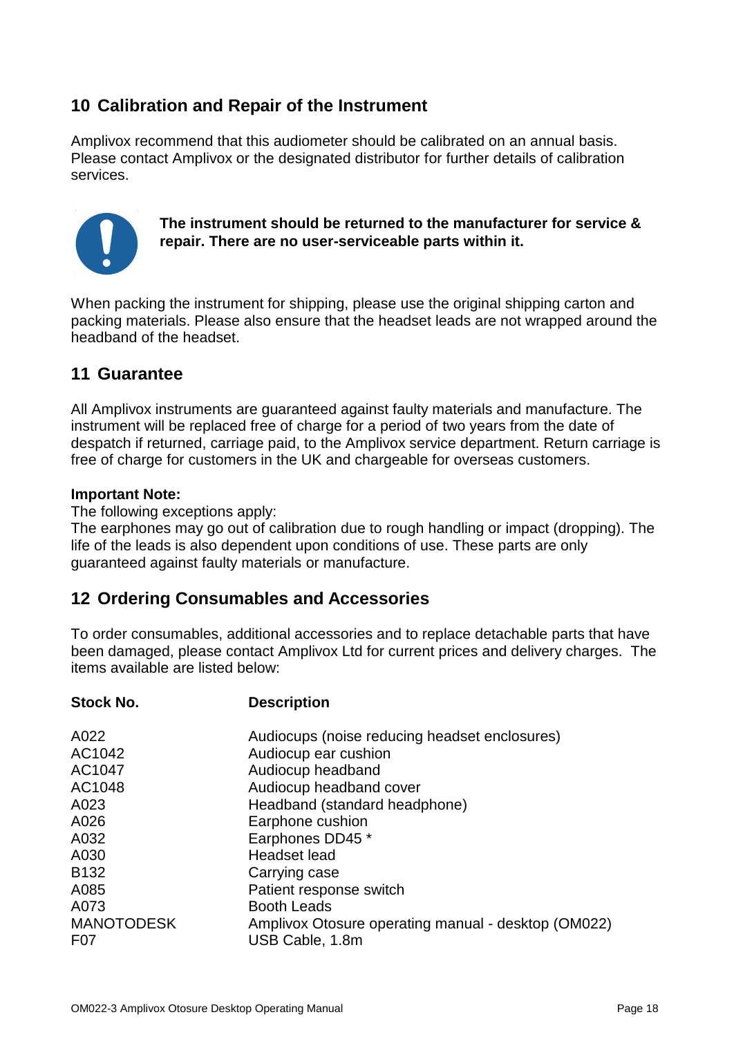## 10 Calibration and Repair of the Instrument

Amplivox recommend that this audiometer should be calibrated on an annual basis. Please contact Amplivox or the designated distributor for further details of calibration services.

**The instrument should be returned to the manufacturer for service & repair. There are no user-serviceable parts within it.**

When packing the instrument for shipping, please use the original shipping carton and packing materials. Please also ensure that the headset leads are not wrapped around the headband of the headset.

## 11 Guarantee

All Amplivox instruments are guaranteed against faulty materials and manufacture. The instrument will be replaced free of charge for a period of two years from the date of despatch if returned, carriage paid, to the Amplivox service department. Return carriage is free of charge for customers in the UK and chargeable for overseas customers.

**Important Note:**
The following exceptions apply:
The earphones may go out of calibration due to rough handling or impact (dropping). The life of the leads is also dependent upon conditions of use. These parts are only guaranteed against faulty materials or manufacture.

## 12 Ordering Consumables and Accessories

To order consumables, additional accessories and to replace detachable parts that have been damaged, please contact Amplivox Ltd for current prices and delivery charges. The items available are listed below:

| Stock No. | Description |
|---|---|
| A022 | Audiocups (noise reducing headset enclosures) |
| AC1042 | Audiocup ear cushion |
| AC1047 | Audiocup headband |
| AC1048 | Audiocup headband cover |
| A023 | Headband (standard headphone) |
| A026 | Earphone cushion |
| A032 | Earphones DD45 * |
| A030 | Headset lead |
| B132 | Carrying case |
| A085 | Patient response switch |
| A073 | Booth Leads |
| MANOTODESK | Amplivox Otosure operating manual - desktop (OM022) |
| F07 | USB Cable, 1.8m |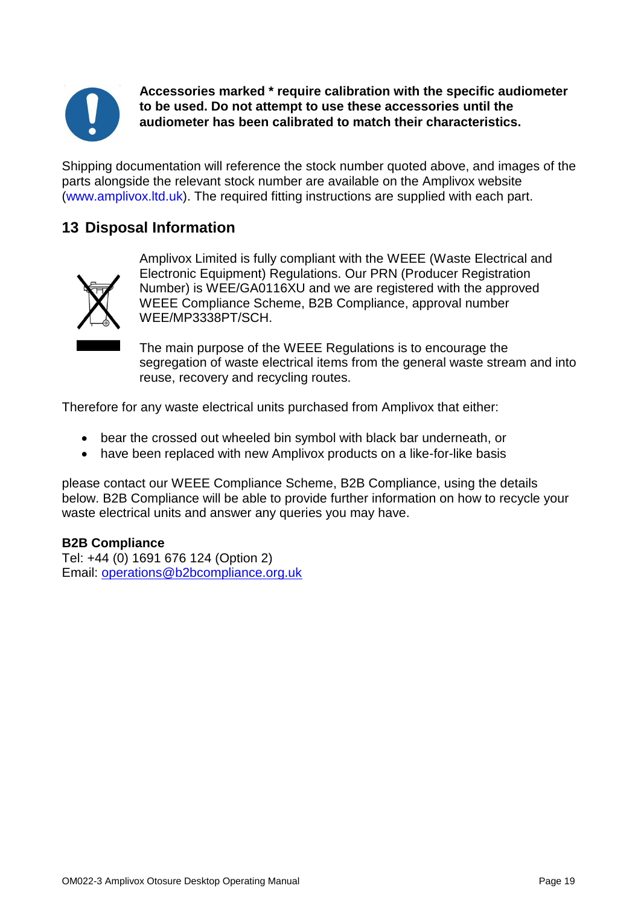**Accessories marked * require calibration with the specific audiometer to be used. Do not attempt to use these accessories until the audiometer has been calibrated to match their characteristics.**

Shipping documentation will reference the stock number quoted above, and images of the parts alongside the relevant stock number are available on the Amplivox website (www.amplivox.ltd.uk). The required fitting instructions are supplied with each part.

## 13 Disposal Information

Amplivox Limited is fully compliant with the WEEE (Waste Electrical and Electronic Equipment) Regulations. Our PRN (Producer Registration Number) is WEE/GA0116XU and we are registered with the approved WEEE Compliance Scheme, B2B Compliance, approval number WEE/MP3338PT/SCH.

The main purpose of the WEEE Regulations is to encourage the segregation of waste electrical items from the general waste stream and into reuse, recovery and recycling routes.

Therefore for any waste electrical units purchased from Amplivox that either:

- bear the crossed out wheeled bin symbol with black bar underneath, or
- have been replaced with new Amplivox products on a like-for-like basis

please contact our WEEE Compliance Scheme, B2B Compliance, using the details below. B2B Compliance will be able to provide further information on how to recycle your waste electrical units and answer any queries you may have.

**B2B Compliance**
Tel: +44 (0) 1691 676 124 (Option 2)
Email: operations@b2bcompliance.org.uk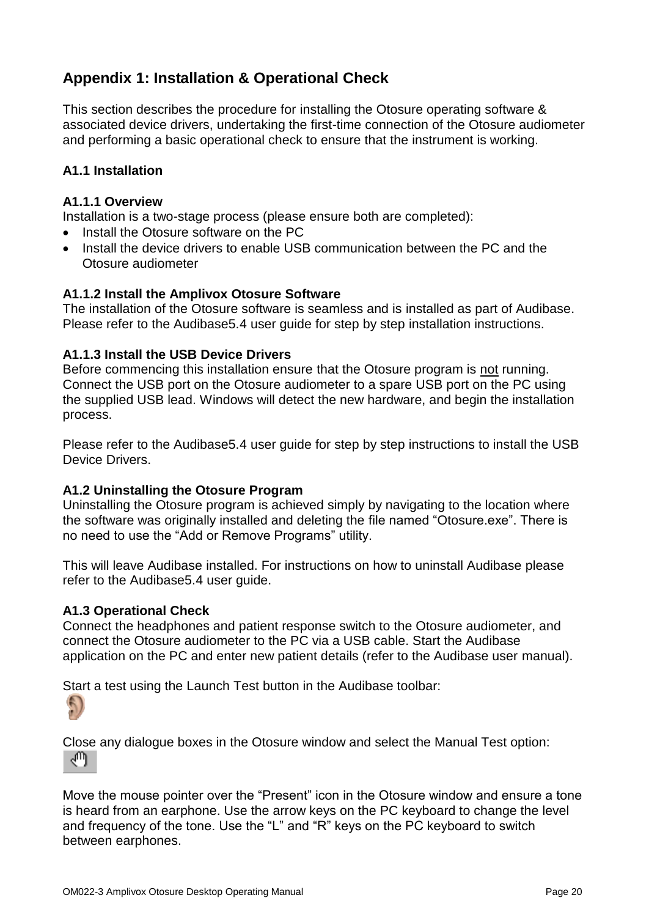## Appendix 1: Installation & Operational Check

This section describes the procedure for installing the Otosure operating software & associated device drivers, undertaking the first-time connection of the Otosure audiometer and performing a basic operational check to ensure that the instrument is working.

### A1.1 Installation

**A1.1.1 Overview**
Installation is a two-stage process (please ensure both are completed):

- Install the Otosure software on the PC
- Install the device drivers to enable USB communication between the PC and the Otosure audiometer

**A1.1.2 Install the Amplivox Otosure Software**
The installation of the Otosure software is seamless and is installed as part of Audibase. Please refer to the Audibase5.4 user guide for step by step installation instructions.

**A1.1.3 Install the USB Device Drivers**
Before commencing this installation ensure that the Otosure program is <u>not</u> running. Connect the USB port on the Otosure audiometer to a spare USB port on the PC using the supplied USB lead. Windows will detect the new hardware, and begin the installation process.

Please refer to the Audibase5.4 user guide for step by step instructions to install the USB Device Drivers.

### A1.2 Uninstalling the Otosure Program

Uninstalling the Otosure program is achieved simply by navigating to the location where the software was originally installed and deleting the file named "Otosure.exe". There is no need to use the "Add or Remove Programs" utility.

This will leave Audibase installed. For instructions on how to uninstall Audibase please refer to the Audibase5.4 user guide.

### A1.3 Operational Check

Connect the headphones and patient response switch to the Otosure audiometer, and connect the Otosure audiometer to the PC via a USB cable. Start the Audibase application on the PC and enter new patient details (refer to the Audibase user manual).

Start a test using the Launch Test button in the Audibase toolbar:

Close any dialogue boxes in the Otosure window and select the Manual Test option:

Move the mouse pointer over the "Present" icon in the Otosure window and ensure a tone is heard from an earphone. Use the arrow keys on the PC keyboard to change the level and frequency of the tone. Use the "L" and "R" keys on the PC keyboard to switch between earphones.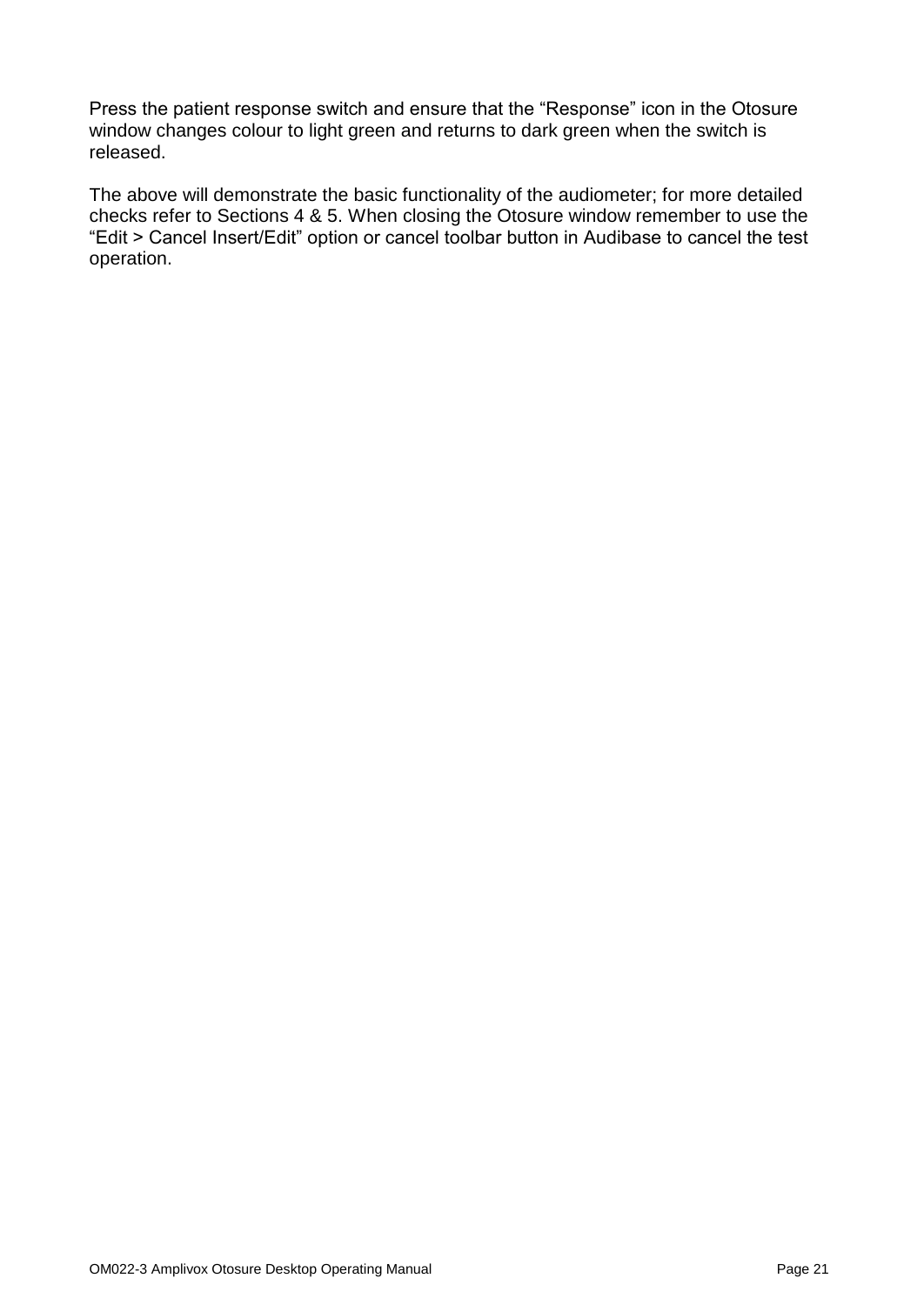Press the patient response switch and ensure that the “Response” icon in the Otosure window changes colour to light green and returns to dark green when the switch is released.

The above will demonstrate the basic functionality of the audiometer; for more detailed checks refer to Sections 4 & 5. When closing the Otosure window remember to use the “Edit > Cancel Insert/Edit” option or cancel toolbar button in Audibase to cancel the test operation.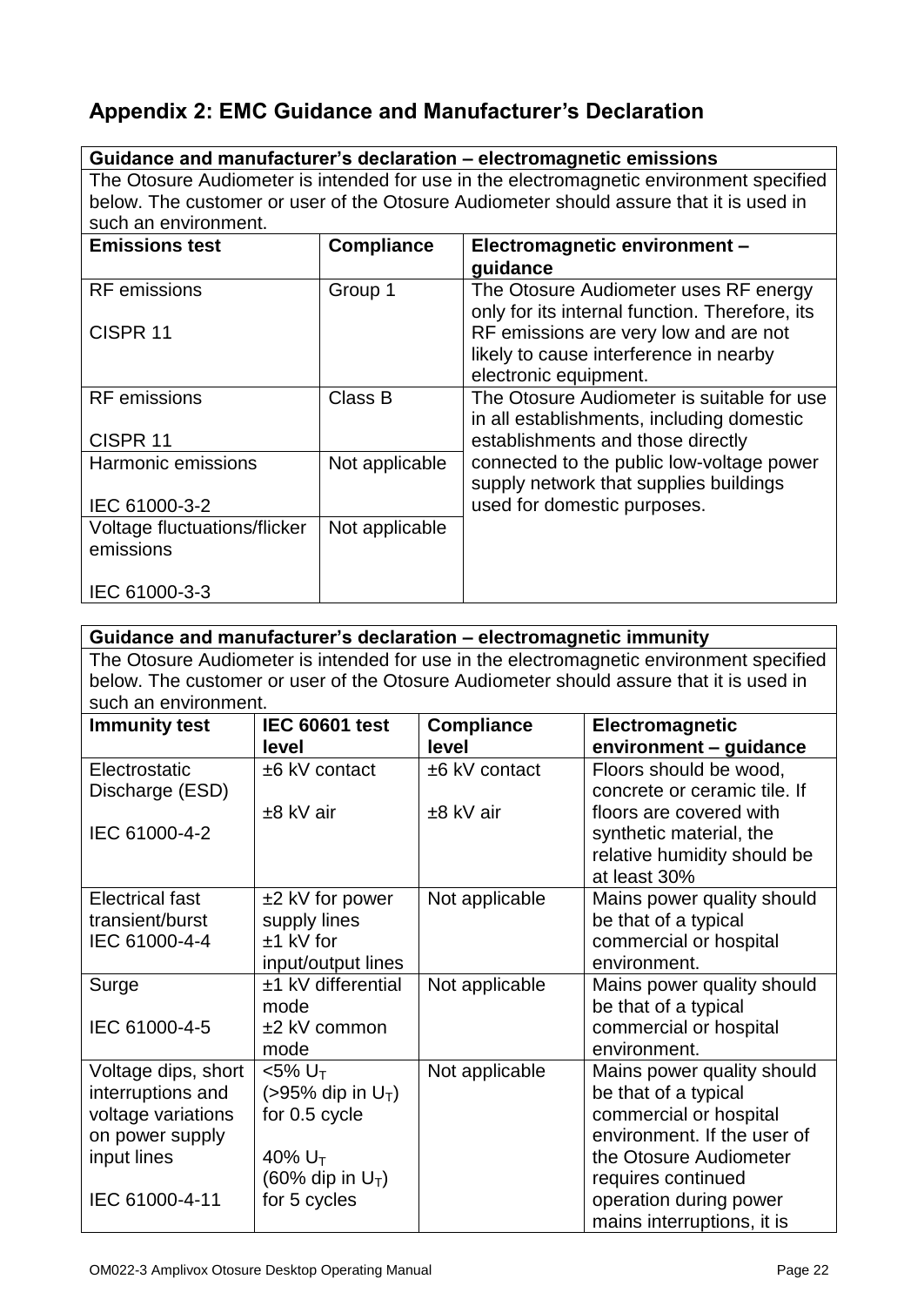## Appendix 2: EMC Guidance and Manufacturer's Declaration

| Guidance and manufacturer's declaration – electromagnetic emissions | | |
|---|---|---|
| The Otosure Audiometer is intended for use in the electromagnetic environment specified below. The customer or user of the Otosure Audiometer should assure that it is used in such an environment. | | |
| **Emissions test** | **Compliance** | **Electromagnetic environment – guidance** |
| RF emissions<br><br>CISPR 11 | Group 1 | The Otosure Audiometer uses RF energy only for its internal function. Therefore, its RF emissions are very low and are not likely to cause interference in nearby electronic equipment. |
| RF emissions<br><br>CISPR 11 | Class B | The Otosure Audiometer is suitable for use in all establishments, including domestic establishments and those directly connected to the public low-voltage power supply network that supplies buildings used for domestic purposes. |
| Harmonic emissions<br><br>IEC 61000-3-2 | Not applicable | |
| Voltage fluctuations/flicker emissions<br><br>IEC 61000-3-3 | Not applicable | |

| Guidance and manufacturer's declaration – electromagnetic immunity | | | |
|---|---|---|---|
| The Otosure Audiometer is intended for use in the electromagnetic environment specified below. The customer or user of the Otosure Audiometer should assure that it is used in such an environment. | | | |
| **Immunity test** | **IEC 60601 test level** | **Compliance level** | **Electromagnetic environment – guidance** |
| Electrostatic Discharge (ESD)<br><br>IEC 61000-4-2 | ±6 kV contact<br><br>±8 kV air | ±6 kV contact<br><br>±8 kV air | Floors should be wood, concrete or ceramic tile. If floors are covered with synthetic material, the relative humidity should be at least 30% |
| Electrical fast transient/burst<br>IEC 61000-4-4 | ±2 kV for power supply lines<br>±1 kV for input/output lines | Not applicable | Mains power quality should be that of a typical commercial or hospital environment. |
| Surge<br><br>IEC 61000-4-5 | ±1 kV differential mode<br>±2 kV common mode | Not applicable | Mains power quality should be that of a typical commercial or hospital environment. |
| Voltage dips, short interruptions and voltage variations on power supply input lines<br><br>IEC 61000-4-11 | <5% $U_T$<br>(>95% dip in $U_T$)<br>for 0.5 cycle<br><br>40% $U_T$<br>(60% dip in $U_T$)<br>for 5 cycles | Not applicable | Mains power quality should be that of a typical commercial or hospital environment. If the user of the Otosure Audiometer requires continued operation during power mains interruptions, it is |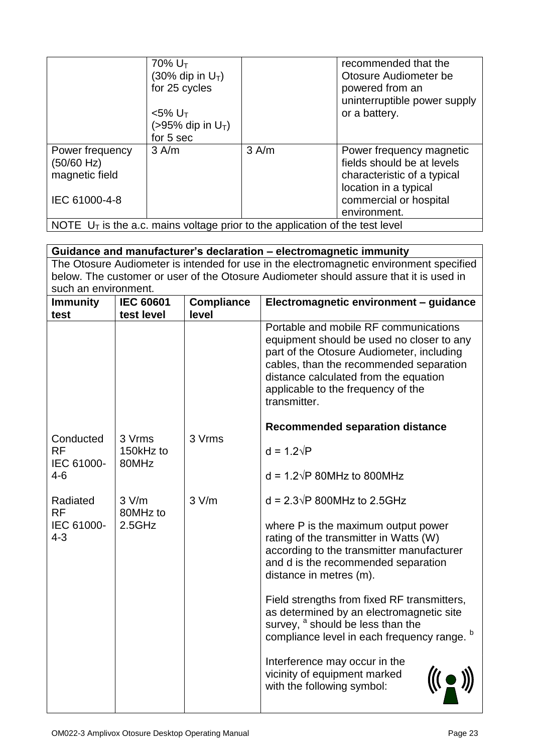| | 70% $U_T$ (30% dip in $U_T$) for 25 cycles <br><br> <5% $U_T$ (>95% dip in $U_T$) for 5 sec | | recommended that the Otosure Audiometer be powered from an uninterruptible power supply or a battery. |
|---|---|---|---|
| Power frequency (50/60 Hz) magnetic field <br><br> IEC 61000-4-8 | 3 A/m | 3 A/m | Power frequency magnetic fields should be at levels characteristic of a typical location in a typical commercial or hospital environment. |
| NOTE $U_T$ is the a.c. mains voltage prior to the application of the test level | | | |

**Guidance and manufacturer's declaration – electromagnetic immunity**

The Otosure Audiometer is intended for use in the electromagnetic environment specified below. The customer or user of the Otosure Audiometer should assure that it is used in such an environment.

| Immunity test | IEC 60601 test level | Compliance level | Electromagnetic environment – guidance |
|---|---|---|---|
| | | | Portable and mobile RF communications equipment should be used no closer to any part of the Otosure Audiometer, including cables, than the recommended separation distance calculated from the equation applicable to the frequency of the transmitter. <br><br> **Recommended separation distance** |
| Conducted RF IEC 61000-4-6 | 3 Vrms 150kHz to 80MHz | 3 Vrms | $d = 1.2\sqrt{P}$ <br><br> $d = 1.2\sqrt{P}$ 80MHz to 800MHz |
| Radiated RF IEC 61000-4-3 | 3 V/m 80MHz to 2.5GHz | 3 V/m | $d = 2.3\sqrt{P}$ 800MHz to 2.5GHz <br><br> where P is the maximum output power rating of the transmitter in Watts (W) according to the transmitter manufacturer and d is the recommended separation distance in metres (m). <br><br> Field strengths from fixed RF transmitters, as determined by an electromagnetic site survey, [a] should be less than the compliance level in each frequency range. [b] <br><br> Interference may occur in the vicinity of equipment marked with the following symbol: |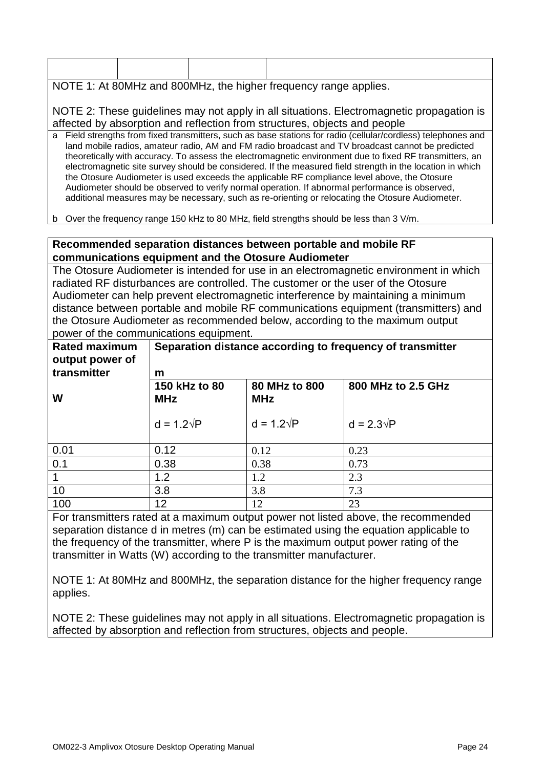| | | | |
|---|---|---|---|
| | | | |

NOTE 1: At 80MHz and 800MHz, the higher frequency range applies.

NOTE 2: These guidelines may not apply in all situations. Electromagnetic propagation is affected by absorption and reflection from structures, objects and people

a Field strengths from fixed transmitters, such as base stations for radio (cellular/cordless) telephones and land mobile radios, amateur radio, AM and FM radio broadcast and TV broadcast cannot be predicted theoretically with accuracy. To assess the electromagnetic environment due to fixed RF transmitters, an electromagnetic site survey should be considered. If the measured field strength in the location in which the Otosure Audiometer is used exceeds the applicable RF compliance level above, the Otosure Audiometer should be observed to verify normal operation. If abnormal performance is observed, additional measures may be necessary, such as re-orienting or relocating the Otosure Audiometer.

b Over the frequency range 150 kHz to 80 MHz, field strengths should be less than 3 V/m.

**Recommended separation distances between portable and mobile RF communications equipment and the Otosure Audiometer**

The Otosure Audiometer is intended for use in an electromagnetic environment in which radiated RF disturbances are controlled. The customer or the user of the Otosure Audiometer can help prevent electromagnetic interference by maintaining a minimum distance between portable and mobile RF communications equipment (transmitters) and the Otosure Audiometer as recommended below, according to the maximum output power of the communications equipment.

| **Rated maximum output power of transmitter** | **Separation distance according to frequency of transmitter** m | | |
|---|---|---|---|
| **W** | **150 kHz to 80 MHz** $d = 1.2\sqrt{P}$ | **80 MHz to 800 MHz** $d = 1.2\sqrt{P}$ | **800 MHz to 2.5 GHz** $d = 2.3\sqrt{P}$ |
| 0.01 | 0.12 | 0.12 | 0.23 |
| 0.1 | 0.38 | 0.38 | 0.73 |
| 1 | 1.2 | 1.2 | 2.3 |
| 10 | 3.8 | 3.8 | 7.3 |
| 100 | 12 | 12 | 23 |

For transmitters rated at a maximum output power not listed above, the recommended separation distance d in metres (m) can be estimated using the equation applicable to the frequency of the transmitter, where P is the maximum output power rating of the transmitter in Watts (W) according to the transmitter manufacturer.

NOTE 1: At 80MHz and 800MHz, the separation distance for the higher frequency range applies.

NOTE 2: These guidelines may not apply in all situations. Electromagnetic propagation is affected by absorption and reflection from structures, objects and people.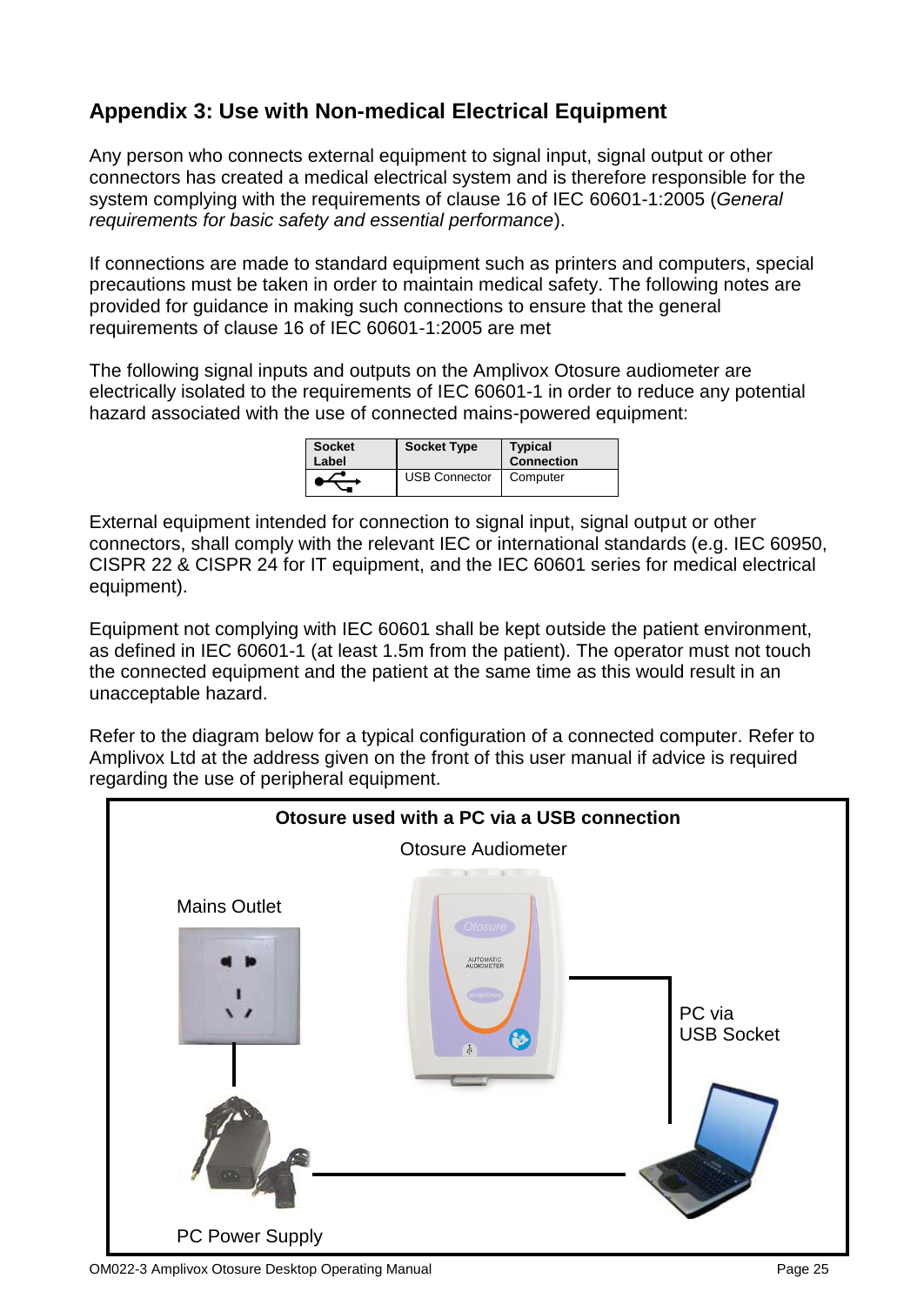## Appendix 3: Use with Non-medical Electrical Equipment

Any person who connects external equipment to signal input, signal output or other connectors has created a medical electrical system and is therefore responsible for the system complying with the requirements of clause 16 of IEC 60601-1:2005 (*General requirements for basic safety and essential performance*).

If connections are made to standard equipment such as printers and computers, special precautions must be taken in order to maintain medical safety. The following notes are provided for guidance in making such connections to ensure that the general requirements of clause 16 of IEC 60601-1:2005 are met

The following signal inputs and outputs on the Amplivox Otosure audiometer are electrically isolated to the requirements of IEC 60601-1 in order to reduce any potential hazard associated with the use of connected mains-powered equipment:

| Socket Label | Socket Type | Typical Connection |
|---|---|---|
| (USB symbol) | USB Connector | Computer |

External equipment intended for connection to signal input, signal output or other connectors, shall comply with the relevant IEC or international standards (e.g. IEC 60950, CISPR 22 & CISPR 24 for IT equipment, and the IEC 60601 series for medical electrical equipment).

Equipment not complying with IEC 60601 shall be kept outside the patient environment, as defined in IEC 60601-1 (at least 1.5m from the patient). The operator must not touch the connected equipment and the patient at the same time as this would result in an unacceptable hazard.

Refer to the diagram below for a typical configuration of a connected computer. Refer to Amplivox Ltd at the address given on the front of this user manual if advice is required regarding the use of peripheral equipment.

**Otosure used with a PC via a USB connection**

Otosure Audiometer

Mains Outlet

PC via USB Socket

PC Power Supply